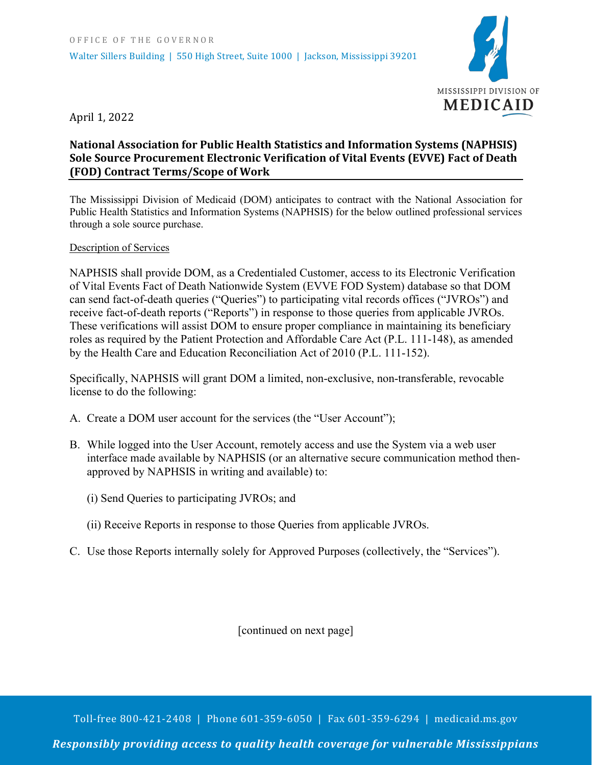OFFICE OF THE GOVERNOR

Walter Sillers Building | 550 High Street, Suite 1000 | Jackson, Mississippi 39201

MISSISSIPPI DIVISION OF MEDICAID

April 1, 2022

**National Association for Public Health Statistics and Information Systems (NAPHSIS) Sole Source Procurement Electronic Verification of Vital Events (EVVE) Fact of Death (FOD) Contract Terms/Scope of Work**

The Mississippi Division of Medicaid (DOM) anticipates to contract with the National Association for Public Health Statistics and Information Systems (NAPHSIS) for the below outlined professional services through a sole source purchase.

Description of Services

NAPHSIS shall provide DOM, as a Credentialed Customer, access to its Electronic Verification of Vital Events Fact of Death Nationwide System (EVVE FOD System) database so that DOM can send fact-of-death queries ("Queries") to participating vital records offices ("JVROs") and receive fact-of-death reports ("Reports") in response to those queries from applicable JVROs. These verifications will assist DOM to ensure proper compliance in maintaining its beneficiary roles as required by the Patient Protection and Affordable Care Act (P.L. 111-148), as amended by the Health Care and Education Reconciliation Act of 2010 (P.L. 111-152).

Specifically, NAPHSIS will grant DOM a limited, non-exclusive, non-transferable, revocable license to do the following:

A. Create a DOM user account for the services (the "User Account");

B. While logged into the User Account, remotely access and use the System via a web user interface made available by NAPHSIS (or an alternative secure communication method then-approved by NAPHSIS in writing and available) to:

   (i) Send Queries to participating JVROs; and

   (ii) Receive Reports in response to those Queries from applicable JVROs.

C. Use those Reports internally solely for Approved Purposes (collectively, the "Services").

[continued on next page]

Toll-free 800-421-2408 | Phone 601-359-6050 | Fax 601-359-6294 | medicaid.ms.gov

*Responsibly providing access to quality health coverage for vulnerable Mississippians*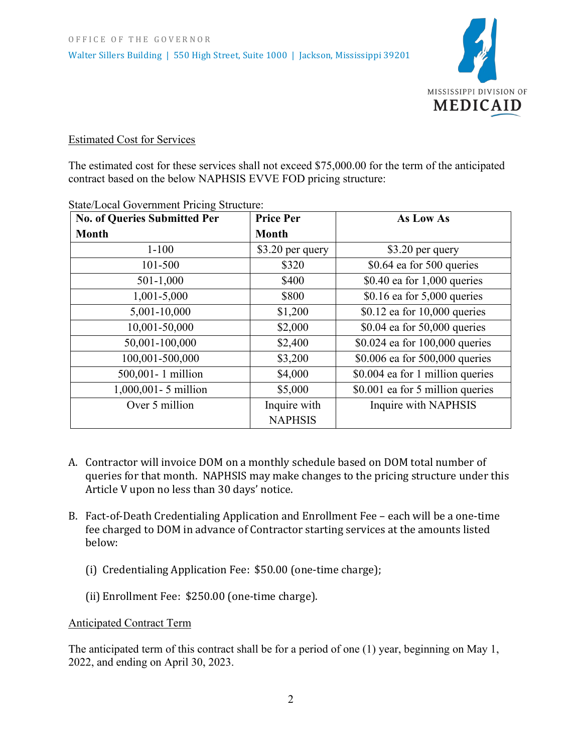OFFICE OF THE GOVERNOR

Walter Sillers Building | 550 High Street, Suite 1000 | Jackson, Mississippi 39201

MISSISSIPPI DIVISION OF MEDICAID

Estimated Cost for Services

The estimated cost for these services shall not exceed $75,000.00 for the term of the anticipated contract based on the below NAPHSIS EVVE FOD pricing structure:

State/Local Government Pricing Structure:

| No. of Queries Submitted Per Month | Price Per Month | As Low As |
|---|---|---|
| 1-100 | $3.20 per query | $3.20 per query |
| 101-500 | $320 | $0.64 ea for 500 queries |
| 501-1,000 | $400 | $0.40 ea for 1,000 queries |
| 1,001-5,000 | $800 | $0.16 ea for 5,000 queries |
| 5,001-10,000 | $1,200 | $0.12 ea for 10,000 queries |
| 10,001-50,000 | $2,000 | $0.04 ea for 50,000 queries |
| 50,001-100,000 | $2,400 | $0.024 ea for 100,000 queries |
| 100,001-500,000 | $3,200 | $0.006 ea for 500,000 queries |
| 500,001- 1 million | $4,000 | $0.004 ea for 1 million queries |
| 1,000,001- 5 million | $5,000 | $0.001 ea for 5 million queries |
| Over 5 million | Inquire with NAPHSIS | Inquire with NAPHSIS |

A. Contractor will invoice DOM on a monthly schedule based on DOM total number of queries for that month. NAPHSIS may make changes to the pricing structure under this Article V upon no less than 30 days' notice.

B. Fact-of-Death Credentialing Application and Enrollment Fee – each will be a one-time fee charged to DOM in advance of Contractor starting services at the amounts listed below:

   (i) Credentialing Application Fee: $50.00 (one-time charge);

   (ii) Enrollment Fee: $250.00 (one-time charge).

Anticipated Contract Term

The anticipated term of this contract shall be for a period of one (1) year, beginning on May 1, 2022, and ending on April 30, 2023.